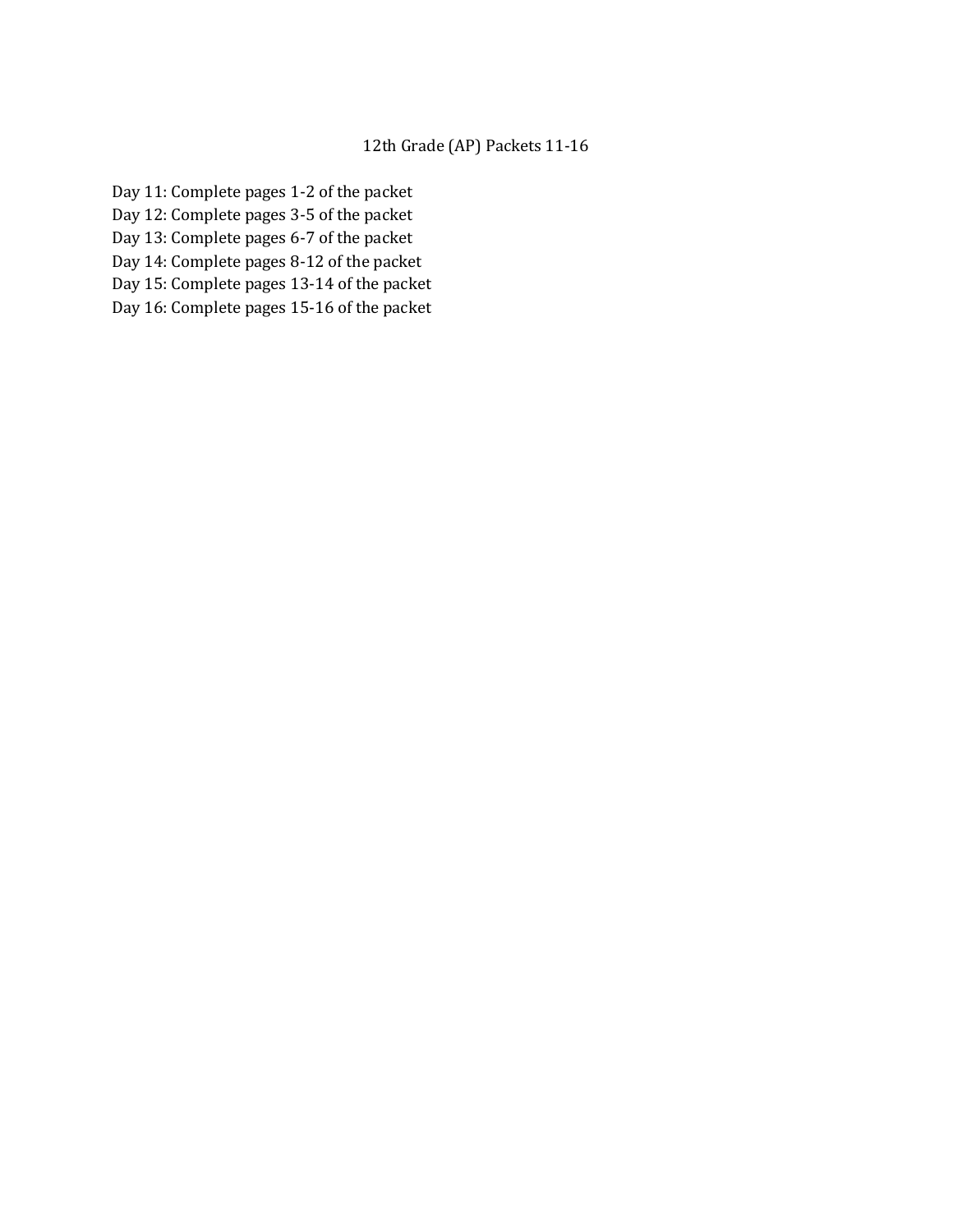# 12th Grade (AP) Packets 11-16

Day 11: Complete pages 1-2 of the packet
Day 12: Complete pages 3-5 of the packet
Day 13: Complete pages 6-7 of the packet
Day 14: Complete pages 8-12 of the packet
Day 15: Complete pages 13-14 of the packet
Day 16: Complete pages 15-16 of the packet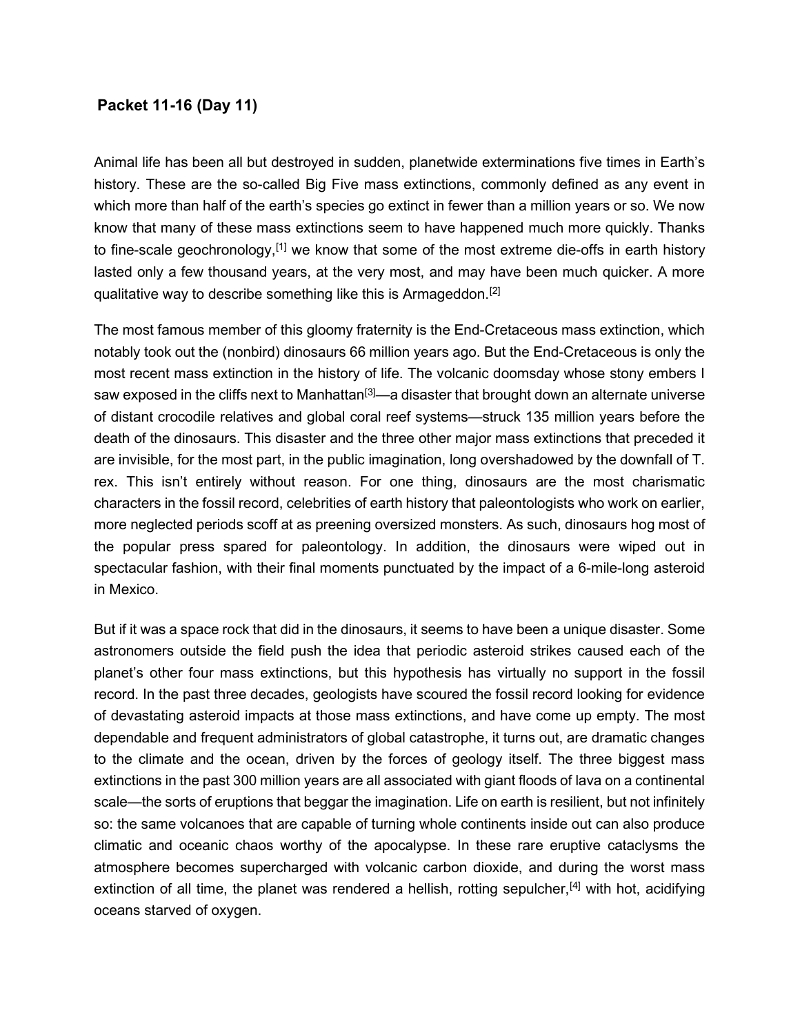## **Packet 11-16 (Day 11)**

Animal life has been all but destroyed in sudden, planetwide exterminations five times in Earth's history. These are the so-called Big Five mass extinctions, commonly defined as any event in which more than half of the earth's species go extinct in fewer than a million years or so. We now know that many of these mass extinctions seem to have happened much more quickly. Thanks to fine-scale geochronology,[1] we know that some of the most extreme die-offs in earth history lasted only a few thousand years, at the very most, and may have been much quicker. A more qualitative way to describe something like this is Armageddon.[2]

The most famous member of this gloomy fraternity is the End-Cretaceous mass extinction, which notably took out the (nonbird) dinosaurs 66 million years ago. But the End-Cretaceous is only the most recent mass extinction in the history of life. The volcanic doomsday whose stony embers I saw exposed in the cliffs next to Manhattan[3]—a disaster that brought down an alternate universe of distant crocodile relatives and global coral reef systems—struck 135 million years before the death of the dinosaurs. This disaster and the three other major mass extinctions that preceded it are invisible, for the most part, in the public imagination, long overshadowed by the downfall of T. rex. This isn't entirely without reason. For one thing, dinosaurs are the most charismatic characters in the fossil record, celebrities of earth history that paleontologists who work on earlier, more neglected periods scoff at as preening oversized monsters. As such, dinosaurs hog most of the popular press spared for paleontology. In addition, the dinosaurs were wiped out in spectacular fashion, with their final moments punctuated by the impact of a 6-mile-long asteroid in Mexico.

But if it was a space rock that did in the dinosaurs, it seems to have been a unique disaster. Some astronomers outside the field push the idea that periodic asteroid strikes caused each of the planet's other four mass extinctions, but this hypothesis has virtually no support in the fossil record. In the past three decades, geologists have scoured the fossil record looking for evidence of devastating asteroid impacts at those mass extinctions, and have come up empty. The most dependable and frequent administrators of global catastrophe, it turns out, are dramatic changes to the climate and the ocean, driven by the forces of geology itself. The three biggest mass extinctions in the past 300 million years are all associated with giant floods of lava on a continental scale—the sorts of eruptions that beggar the imagination. Life on earth is resilient, but not infinitely so: the same volcanoes that are capable of turning whole continents inside out can also produce climatic and oceanic chaos worthy of the apocalypse. In these rare eruptive cataclysms the atmosphere becomes supercharged with volcanic carbon dioxide, and during the worst mass extinction of all time, the planet was rendered a hellish, rotting sepulcher,[4] with hot, acidifying oceans starved of oxygen.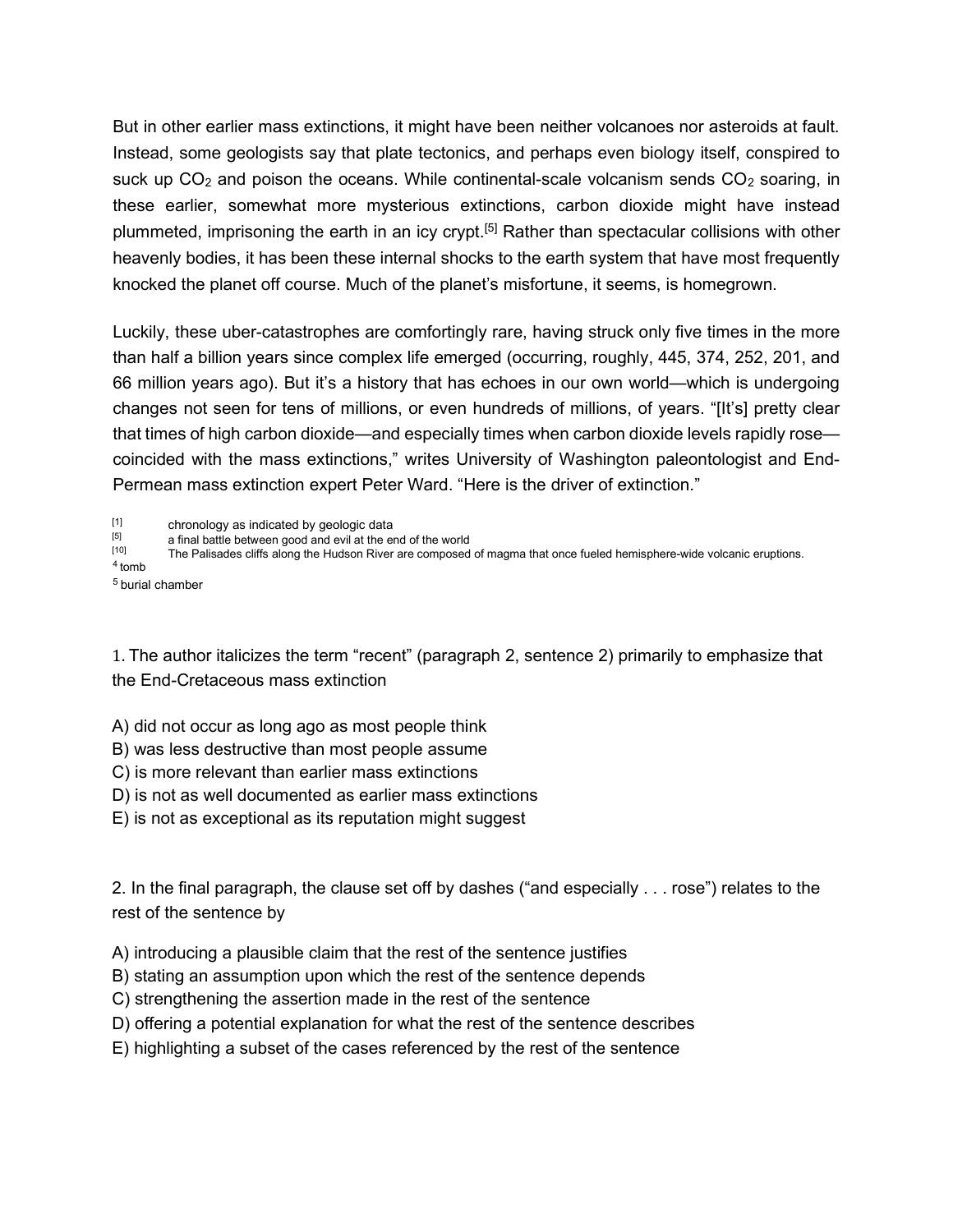But in other earlier mass extinctions, it might have been neither volcanoes nor asteroids at fault. Instead, some geologists say that plate tectonics, and perhaps even biology itself, conspired to suck up $CO_2$ and poison the oceans. While continental-scale volcanism sends $CO_2$ soaring, in these earlier, somewhat more mysterious extinctions, carbon dioxide might have instead plummeted, imprisoning the earth in an icy crypt.[5] Rather than spectacular collisions with other heavenly bodies, it has been these internal shocks to the earth system that have most frequently knocked the planet off course. Much of the planet's misfortune, it seems, is homegrown.

Luckily, these uber-catastrophes are comfortingly rare, having struck only five times in the more than half a billion years since complex life emerged (occurring, roughly, 445, 374, 252, 201, and 66 million years ago). But it's a history that has echoes in our own world—which is undergoing changes not seen for tens of millions, or even hundreds of millions, of years. "[It's] pretty clear that times of high carbon dioxide—and especially times when carbon dioxide levels rapidly rose—coincided with the mass extinctions," writes University of Washington paleontologist and End-Permean mass extinction expert Peter Ward. "Here is the driver of extinction."

[1] chronology as indicated by geologic data

[5] a final battle between good and evil at the end of the world

[10] The Palisades cliffs along the Hudson River are composed of magma that once fueled hemisphere-wide volcanic eruptions.

[4] tomb

[5] burial chamber

1. The author italicizes the term "recent" (paragraph 2, sentence 2) primarily to emphasize that the End-Cretaceous mass extinction

A) did not occur as long ago as most people think
B) was less destructive than most people assume
C) is more relevant than earlier mass extinctions
D) is not as well documented as earlier mass extinctions
E) is not as exceptional as its reputation might suggest

2. In the final paragraph, the clause set off by dashes ("and especially . . . rose") relates to the rest of the sentence by

A) introducing a plausible claim that the rest of the sentence justifies
B) stating an assumption upon which the rest of the sentence depends
C) strengthening the assertion made in the rest of the sentence
D) offering a potential explanation for what the rest of the sentence describes
E) highlighting a subset of the cases referenced by the rest of the sentence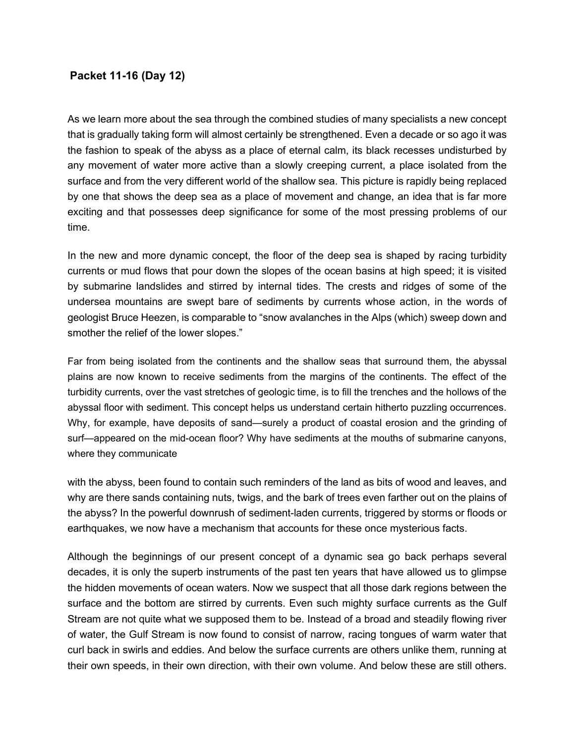## Packet 11-16 (Day 12)

As we learn more about the sea through the combined studies of many specialists a new concept that is gradually taking form will almost certainly be strengthened. Even a decade or so ago it was the fashion to speak of the abyss as a place of eternal calm, its black recesses undisturbed by any movement of water more active than a slowly creeping current, a place isolated from the surface and from the very different world of the shallow sea. This picture is rapidly being replaced by one that shows the deep sea as a place of movement and change, an idea that is far more exciting and that possesses deep significance for some of the most pressing problems of our time.

In the new and more dynamic concept, the floor of the deep sea is shaped by racing turbidity currents or mud flows that pour down the slopes of the ocean basins at high speed; it is visited by submarine landslides and stirred by internal tides. The crests and ridges of some of the undersea mountains are swept bare of sediments by currents whose action, in the words of geologist Bruce Heezen, is comparable to "snow avalanches in the Alps (which) sweep down and smother the relief of the lower slopes."

Far from being isolated from the continents and the shallow seas that surround them, the abyssal plains are now known to receive sediments from the margins of the continents. The effect of the turbidity currents, over the vast stretches of geologic time, is to fill the trenches and the hollows of the abyssal floor with sediment. This concept helps us understand certain hitherto puzzling occurrences. Why, for example, have deposits of sand—surely a product of coastal erosion and the grinding of surf—appeared on the mid-ocean floor? Why have sediments at the mouths of submarine canyons, where they communicate with the abyss, been found to contain such reminders of the land as bits of wood and leaves, and why are there sands containing nuts, twigs, and the bark of trees even farther out on the plains of the abyss? In the powerful downrush of sediment-laden currents, triggered by storms or floods or earthquakes, we now have a mechanism that accounts for these once mysterious facts.

Although the beginnings of our present concept of a dynamic sea go back perhaps several decades, it is only the superb instruments of the past ten years that have allowed us to glimpse the hidden movements of ocean waters. Now we suspect that all those dark regions between the surface and the bottom are stirred by currents. Even such mighty surface currents as the Gulf Stream are not quite what we supposed them to be. Instead of a broad and steadily flowing river of water, the Gulf Stream is now found to consist of narrow, racing tongues of warm water that curl back in swirls and eddies. And below the surface currents are others unlike them, running at their own speeds, in their own direction, with their own volume. And below these are still others.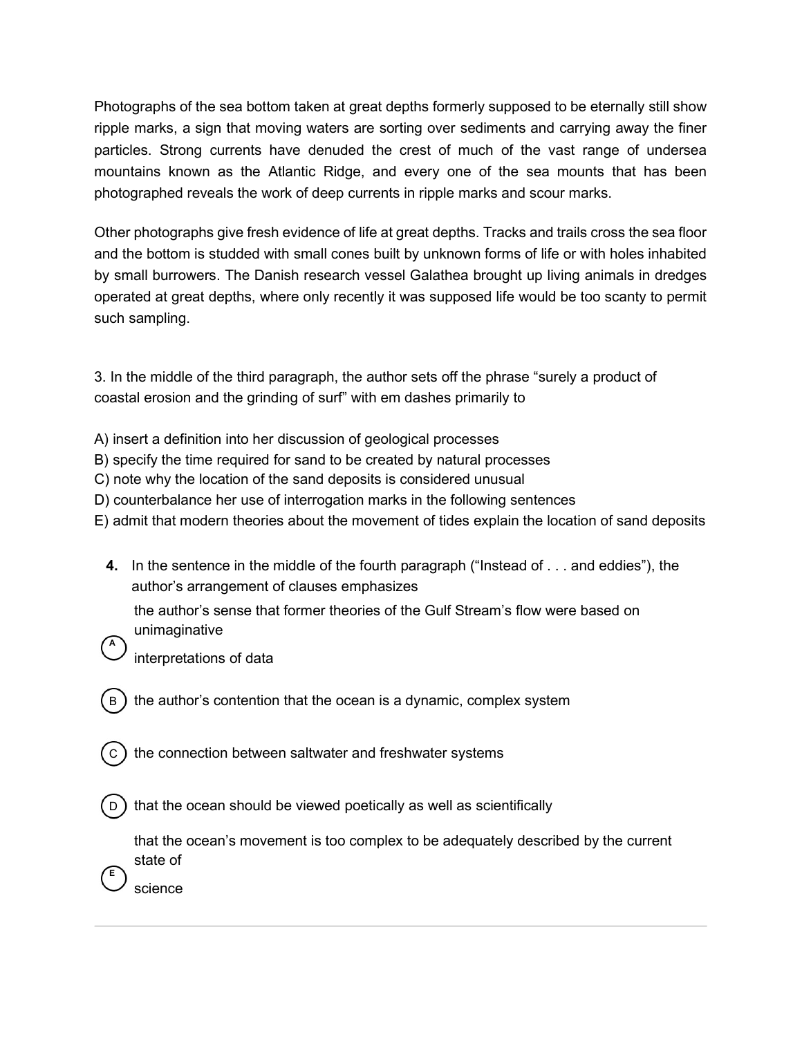Photographs of the sea bottom taken at great depths formerly supposed to be eternally still show ripple marks, a sign that moving waters are sorting over sediments and carrying away the finer particles. Strong currents have denuded the crest of much of the vast range of undersea mountains known as the Atlantic Ridge, and every one of the sea mounts that has been photographed reveals the work of deep currents in ripple marks and scour marks.

Other photographs give fresh evidence of life at great depths. Tracks and trails cross the sea floor and the bottom is studded with small cones built by unknown forms of life or with holes inhabited by small burrowers. The Danish research vessel Galathea brought up living animals in dredges operated at great depths, where only recently it was supposed life would be too scanty to permit such sampling.

3. In the middle of the third paragraph, the author sets off the phrase "surely a product of coastal erosion and the grinding of surf" with em dashes primarily to

A) insert a definition into her discussion of geological processes
B) specify the time required for sand to be created by natural processes
C) note why the location of the sand deposits is considered unusual
D) counterbalance her use of interrogation marks in the following sentences
E) admit that modern theories about the movement of tides explain the location of sand deposits

**4.** In the sentence in the middle of the fourth paragraph ("Instead of . . . and eddies"), the author's arrangement of clauses emphasizes

A) the author's sense that former theories of the Gulf Stream's flow were based on unimaginative interpretations of data

B) the author's contention that the ocean is a dynamic, complex system

C) the connection between saltwater and freshwater systems

D) that the ocean should be viewed poetically as well as scientifically

E) that the ocean's movement is too complex to be adequately described by the current state of science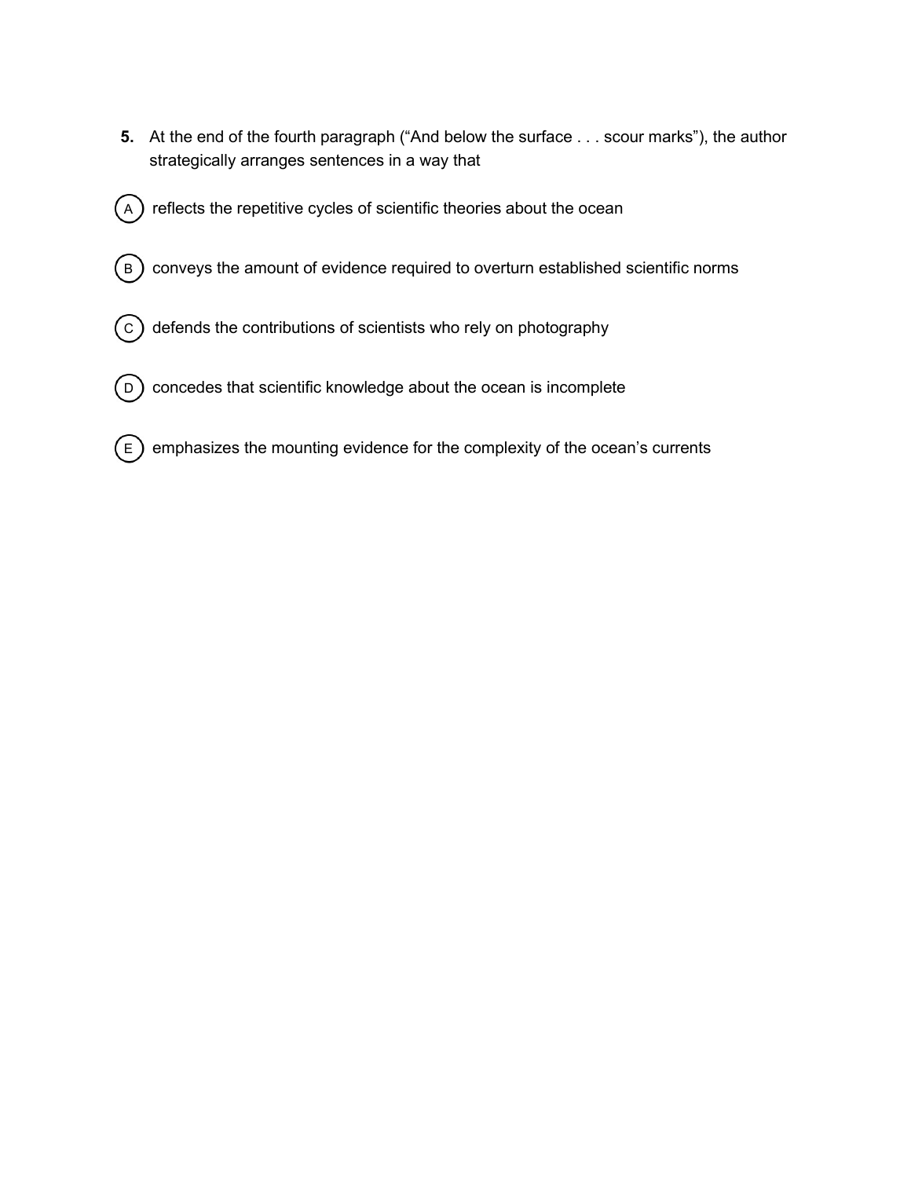**5.** At the end of the fourth paragraph ("And below the surface . . . scour marks"), the author strategically arranges sentences in a way that

(A) reflects the repetitive cycles of scientific theories about the ocean

(B) conveys the amount of evidence required to overturn established scientific norms

(C) defends the contributions of scientists who rely on photography

(D) concedes that scientific knowledge about the ocean is incomplete

(E) emphasizes the mounting evidence for the complexity of the ocean's currents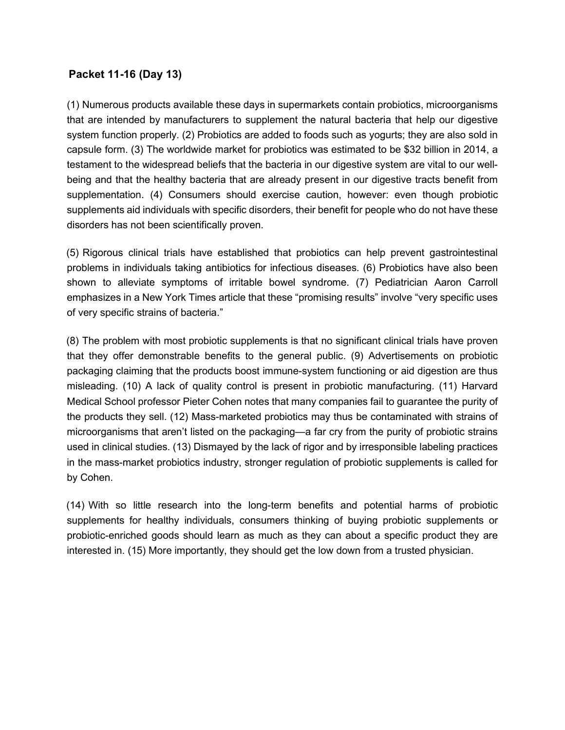### Packet 11-16 (Day 13)

(1) Numerous products available these days in supermarkets contain probiotics, microorganisms that are intended by manufacturers to supplement the natural bacteria that help our digestive system function properly. (2) Probiotics are added to foods such as yogurts; they are also sold in capsule form. (3) The worldwide market for probiotics was estimated to be $32 billion in 2014, a testament to the widespread beliefs that the bacteria in our digestive system are vital to our well-being and that the healthy bacteria that are already present in our digestive tracts benefit from supplementation. (4) Consumers should exercise caution, however: even though probiotic supplements aid individuals with specific disorders, their benefit for people who do not have these disorders has not been scientifically proven.

(5) Rigorous clinical trials have established that probiotics can help prevent gastrointestinal problems in individuals taking antibiotics for infectious diseases. (6) Probiotics have also been shown to alleviate symptoms of irritable bowel syndrome. (7) Pediatrician Aaron Carroll emphasizes in a New York Times article that these "promising results" involve "very specific uses of very specific strains of bacteria."

(8) The problem with most probiotic supplements is that no significant clinical trials have proven that they offer demonstrable benefits to the general public. (9) Advertisements on probiotic packaging claiming that the products boost immune-system functioning or aid digestion are thus misleading. (10) A lack of quality control is present in probiotic manufacturing. (11) Harvard Medical School professor Pieter Cohen notes that many companies fail to guarantee the purity of the products they sell. (12) Mass-marketed probiotics may thus be contaminated with strains of microorganisms that aren't listed on the packaging—a far cry from the purity of probiotic strains used in clinical studies. (13) Dismayed by the lack of rigor and by irresponsible labeling practices in the mass-market probiotics industry, stronger regulation of probiotic supplements is called for by Cohen.

(14) With so little research into the long-term benefits and potential harms of probiotic supplements for healthy individuals, consumers thinking of buying probiotic supplements or probiotic-enriched goods should learn as much as they can about a specific product they are interested in. (15) More importantly, they should get the low down from a trusted physician.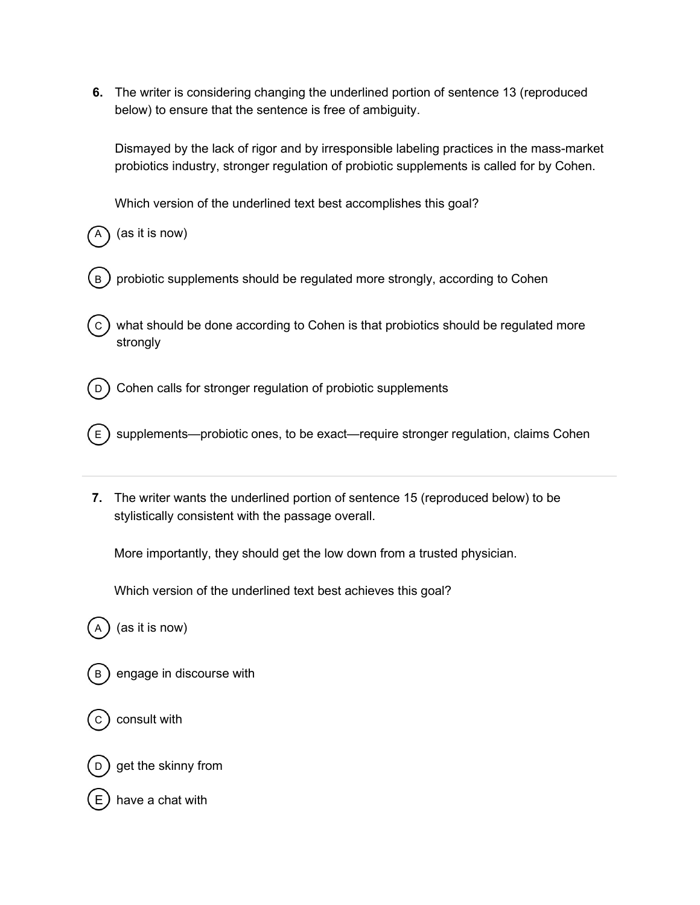6. The writer is considering changing the underlined portion of sentence 13 (reproduced below) to ensure that the sentence is free of ambiguity.

   Dismayed by the lack of rigor and by irresponsible labeling practices in the mass-market probiotics industry, stronger regulation of probiotic supplements is called for by Cohen.

   Which version of the underlined text best accomplishes this goal?

   (A) (as it is now)

   (B) probiotic supplements should be regulated more strongly, according to Cohen

   (C) what should be done according to Cohen is that probiotics should be regulated more strongly

   (D) Cohen calls for stronger regulation of probiotic supplements

   (E) supplements—probiotic ones, to be exact—require stronger regulation, claims Cohen

---

7. The writer wants the underlined portion of sentence 15 (reproduced below) to be stylistically consistent with the passage overall.

   More importantly, they should get the low down from a trusted physician.

   Which version of the underlined text best achieves this goal?

   (A) (as it is now)

   (B) engage in discourse with

   (C) consult with

   (D) get the skinny from

   (E) have a chat with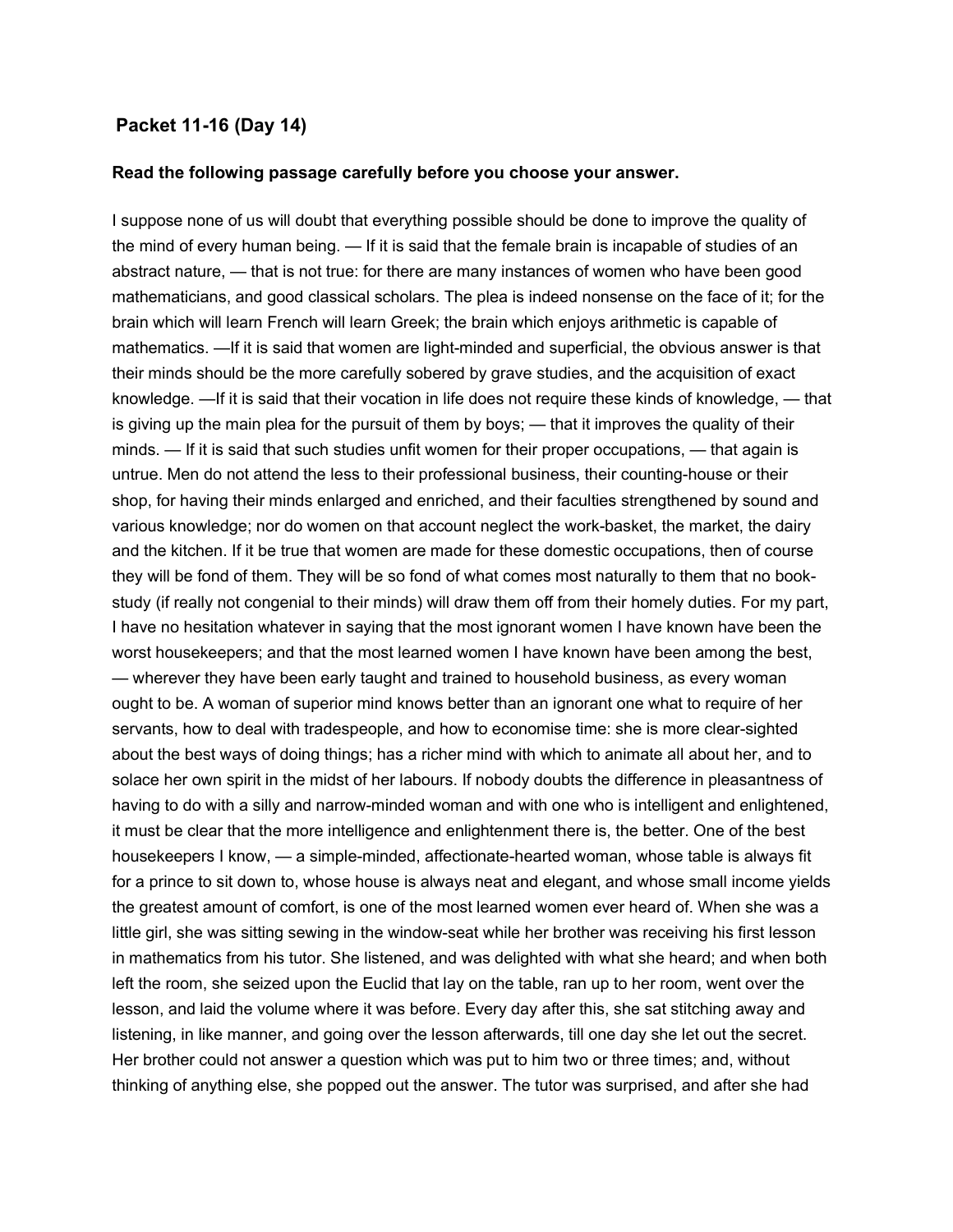## Packet 11-16 (Day 14)

**Read the following passage carefully before you choose your answer.**

I suppose none of us will doubt that everything possible should be done to improve the quality of the mind of every human being. — If it is said that the female brain is incapable of studies of an abstract nature, — that is not true: for there are many instances of women who have been good mathematicians, and good classical scholars. The plea is indeed nonsense on the face of it; for the brain which will learn French will learn Greek; the brain which enjoys arithmetic is capable of mathematics. —If it is said that women are light-minded and superficial, the obvious answer is that their minds should be the more carefully sobered by grave studies, and the acquisition of exact knowledge. —If it is said that their vocation in life does not require these kinds of knowledge, — that is giving up the main plea for the pursuit of them by boys; — that it improves the quality of their minds. — If it is said that such studies unfit women for their proper occupations, — that again is untrue. Men do not attend the less to their professional business, their counting-house or their shop, for having their minds enlarged and enriched, and their faculties strengthened by sound and various knowledge; nor do women on that account neglect the work-basket, the market, the dairy and the kitchen. If it be true that women are made for these domestic occupations, then of course they will be fond of them. They will be so fond of what comes most naturally to them that no book-study (if really not congenial to their minds) will draw them off from their homely duties. For my part, I have no hesitation whatever in saying that the most ignorant women I have known have been the worst housekeepers; and that the most learned women I have known have been among the best, — wherever they have been early taught and trained to household business, as every woman ought to be. A woman of superior mind knows better than an ignorant one what to require of her servants, how to deal with tradespeople, and how to economise time: she is more clear-sighted about the best ways of doing things; has a richer mind with which to animate all about her, and to solace her own spirit in the midst of her labours. If nobody doubts the difference in pleasantness of having to do with a silly and narrow-minded woman and with one who is intelligent and enlightened, it must be clear that the more intelligence and enlightenment there is, the better. One of the best housekeepers I know, — a simple-minded, affectionate-hearted woman, whose table is always fit for a prince to sit down to, whose house is always neat and elegant, and whose small income yields the greatest amount of comfort, is one of the most learned women ever heard of. When she was a little girl, she was sitting sewing in the window-seat while her brother was receiving his first lesson in mathematics from his tutor. She listened, and was delighted with what she heard; and when both left the room, she seized upon the Euclid that lay on the table, ran up to her room, went over the lesson, and laid the volume where it was before. Every day after this, she sat stitching away and listening, in like manner, and going over the lesson afterwards, till one day she let out the secret. Her brother could not answer a question which was put to him two or three times; and, without thinking of anything else, she popped out the answer. The tutor was surprised, and after she had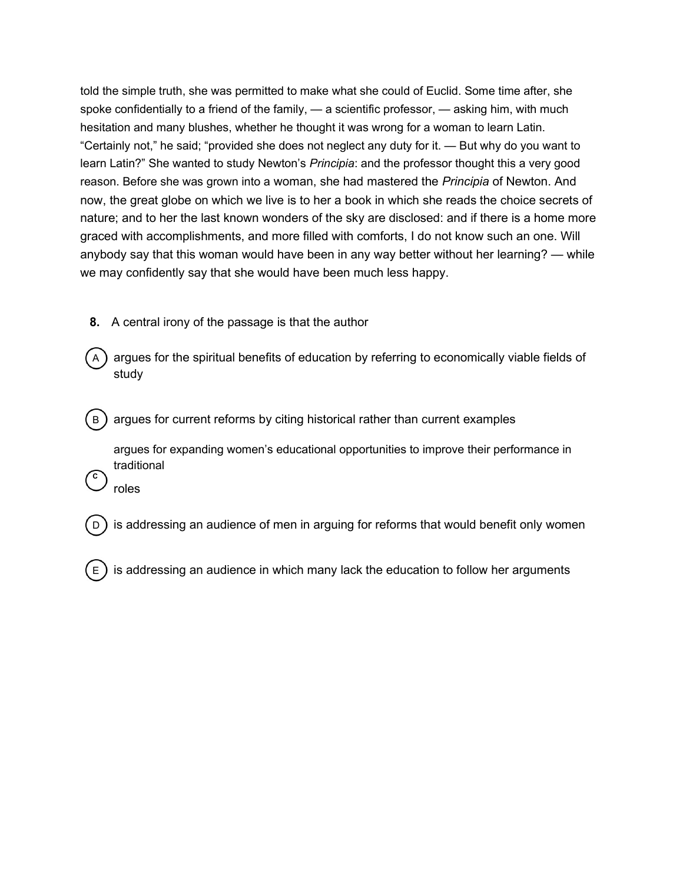told the simple truth, she was permitted to make what she could of Euclid. Some time after, she spoke confidentially to a friend of the family, — a scientific professor, — asking him, with much hesitation and many blushes, whether he thought it was wrong for a woman to learn Latin. "Certainly not," he said; "provided she does not neglect any duty for it. — But why do you want to learn Latin?" She wanted to study Newton's *Principia*: and the professor thought this a very good reason. Before she was grown into a woman, she had mastered the *Principia* of Newton. And now, the great globe on which we live is to her a book in which she reads the choice secrets of nature; and to her the last known wonders of the sky are disclosed: and if there is a home more graced with accomplishments, and more filled with comforts, I do not know such an one. Will anybody say that this woman would have been in any way better without her learning? — while we may confidently say that she would have been much less happy.

**8.** A central irony of the passage is that the author

(A) argues for the spiritual benefits of education by referring to economically viable fields of study

(B) argues for current reforms by citing historical rather than current examples

(C) argues for expanding women's educational opportunities to improve their performance in traditional roles

(D) is addressing an audience of men in arguing for reforms that would benefit only women

(E) is addressing an audience in which many lack the education to follow her arguments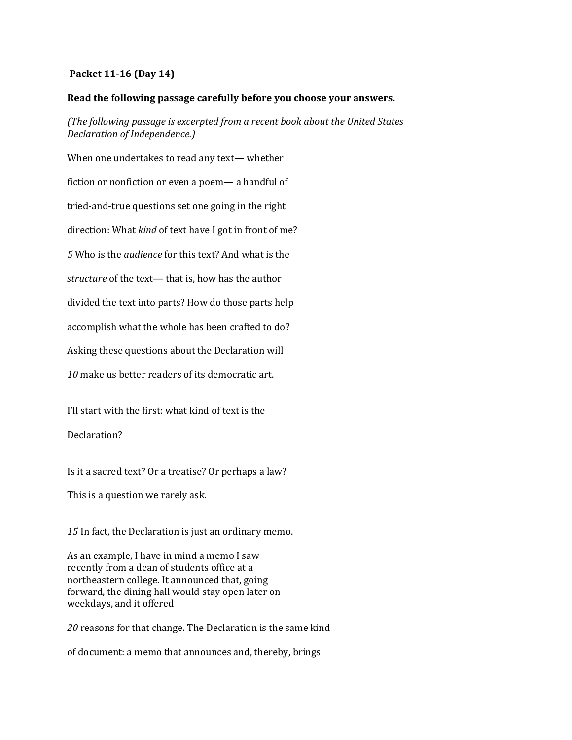**Packet 11-16 (Day 14)**

**Read the following passage carefully before you choose your answers.**

*(The following passage is excerpted from a recent book about the United States Declaration of Independence.)*

When one undertakes to read any text— whether

fiction or nonfiction or even a poem— a handful of

tried-and-true questions set one going in the right

direction: What *kind* of text have I got in front of me?

*5* Who is the *audience* for this text? And what is the

*structure* of the text— that is, how has the author

divided the text into parts? How do those parts help

accomplish what the whole has been crafted to do?

Asking these questions about the Declaration will

*10* make us better readers of its democratic art.

I'll start with the first: what kind of text is the

Declaration?

Is it a sacred text? Or a treatise? Or perhaps a law?

This is a question we rarely ask.

*15* In fact, the Declaration is just an ordinary memo.

As an example, I have in mind a memo I saw
recently from a dean of students office at a
northeastern college. It announced that, going
forward, the dining hall would stay open later on
weekdays, and it offered

*20* reasons for that change. The Declaration is the same kind

of document: a memo that announces and, thereby, brings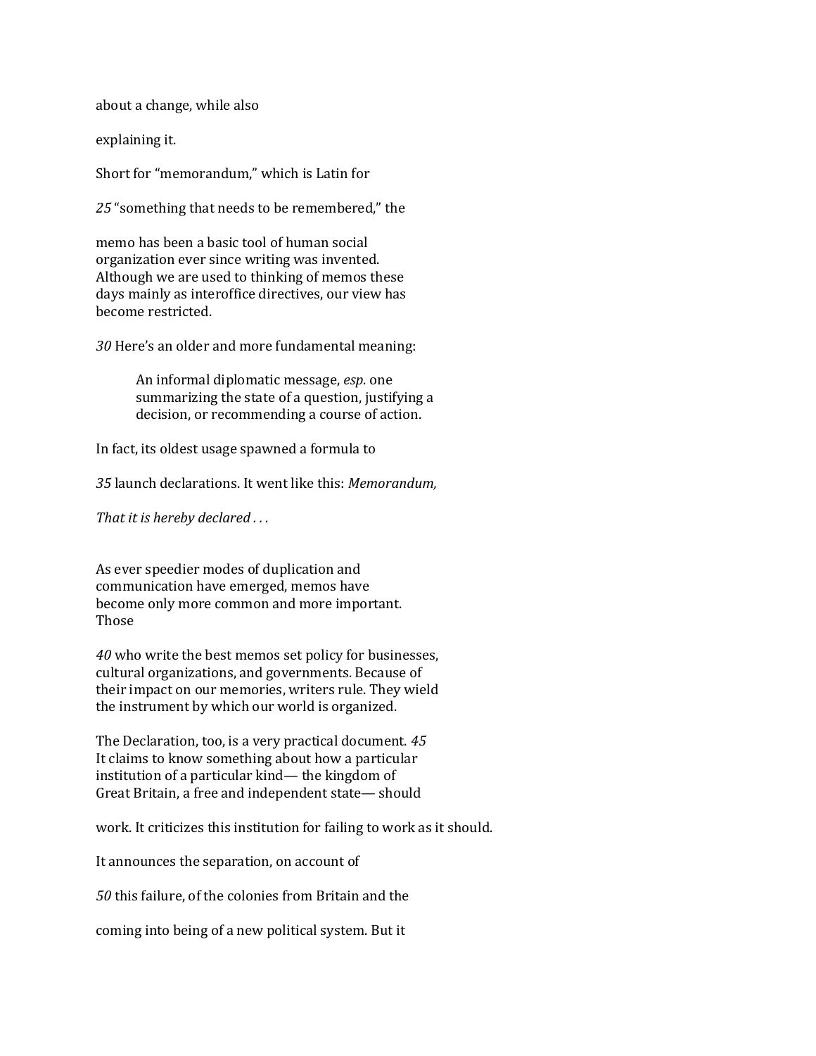about a change, while also

explaining it.

Short for "memorandum," which is Latin for

*25* "something that needs to be remembered," the

memo has been a basic tool of human social organization ever since writing was invented. Although we are used to thinking of memos these days mainly as interoffice directives, our view has become restricted.

*30* Here's an older and more fundamental meaning:

> An informal diplomatic message, *esp*. one summarizing the state of a question, justifying a decision, or recommending a course of action.

In fact, its oldest usage spawned a formula to

*35* launch declarations. It went like this: *Memorandum,*

*That it is hereby declared . . .*

As ever speedier modes of duplication and communication have emerged, memos have become only more common and more important. Those

*40* who write the best memos set policy for businesses, cultural organizations, and governments. Because of their impact on our memories, writers rule. They wield the instrument by which our world is organized.

The Declaration, too, is a very practical document. *45* It claims to know something about how a particular institution of a particular kind— the kingdom of Great Britain, a free and independent state— should

work. It criticizes this institution for failing to work as it should.

It announces the separation, on account of

*50* this failure, of the colonies from Britain and the

coming into being of a new political system. But it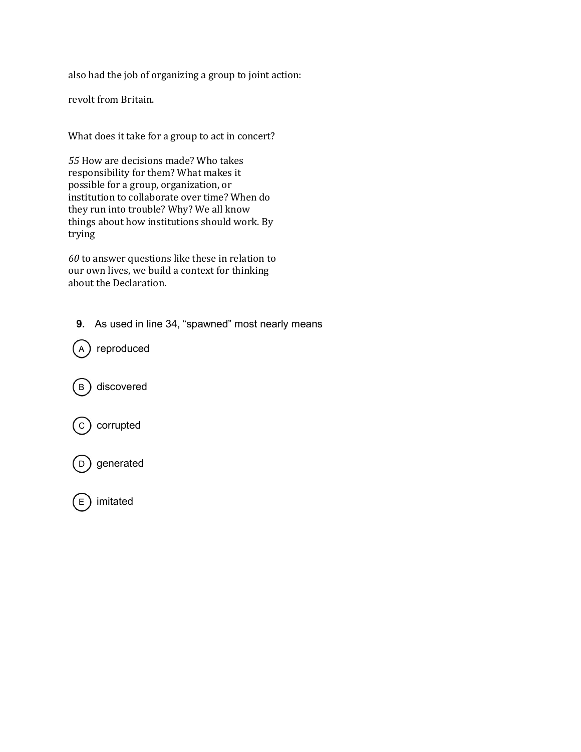also had the job of organizing a group to joint action:

revolt from Britain.

What does it take for a group to act in concert?

*55* How are decisions made? Who takes responsibility for them? What makes it possible for a group, organization, or institution to collaborate over time? When do they run into trouble? Why? We all know things about how institutions should work. By trying

*60* to answer questions like these in relation to our own lives, we build a context for thinking about the Declaration.

**9.** As used in line 34, "spawned" most nearly means

(A) reproduced

(B) discovered

(C) corrupted

(D) generated

(E) imitated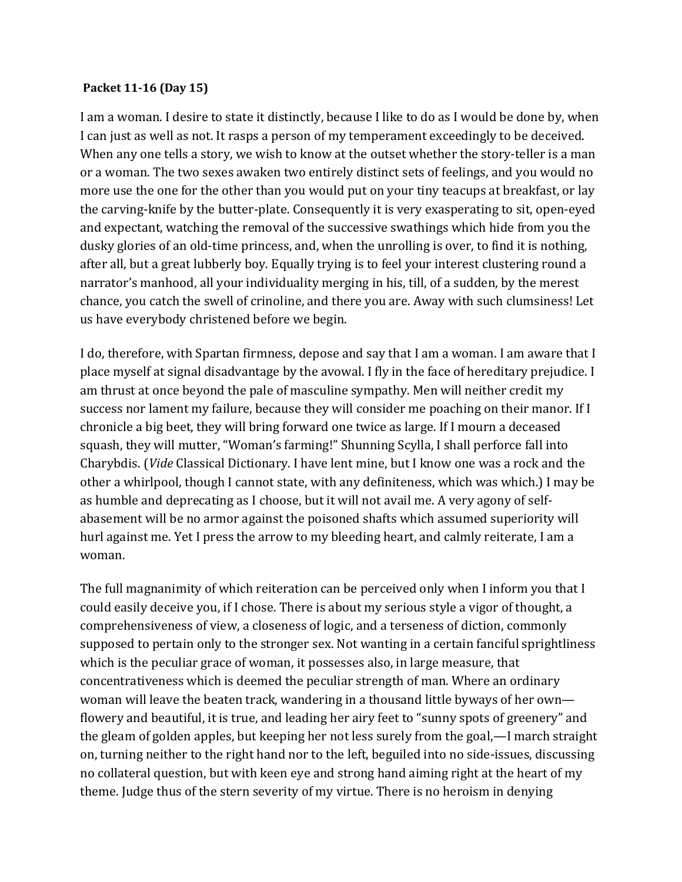**Packet 11-16 (Day 15)**

I am a woman. I desire to state it distinctly, because I like to do as I would be done by, when I can just as well as not. It rasps a person of my temperament exceedingly to be deceived. When any one tells a story, we wish to know at the outset whether the story-teller is a man or a woman. The two sexes awaken two entirely distinct sets of feelings, and you would no more use the one for the other than you would put on your tiny teacups at breakfast, or lay the carving-knife by the butter-plate. Consequently it is very exasperating to sit, open-eyed and expectant, watching the removal of the successive swathings which hide from you the dusky glories of an old-time princess, and, when the unrolling is over, to find it is nothing, after all, but a great lubberly boy. Equally trying is to feel your interest clustering round a narrator's manhood, all your individuality merging in his, till, of a sudden, by the merest chance, you catch the swell of crinoline, and there you are. Away with such clumsiness! Let us have everybody christened before we begin.

I do, therefore, with Spartan firmness, depose and say that I am a woman. I am aware that I place myself at signal disadvantage by the avowal. I fly in the face of hereditary prejudice. I am thrust at once beyond the pale of masculine sympathy. Men will neither credit my success nor lament my failure, because they will consider me poaching on their manor. If I chronicle a big beet, they will bring forward one twice as large. If I mourn a deceased squash, they will mutter, "Woman's farming!" Shunning Scylla, I shall perforce fall into Charybdis. (*Vide* Classical Dictionary. I have lent mine, but I know one was a rock and the other a whirlpool, though I cannot state, with any definiteness, which was which.) I may be as humble and deprecating as I choose, but it will not avail me. A very agony of self-abasement will be no armor against the poisoned shafts which assumed superiority will hurl against me. Yet I press the arrow to my bleeding heart, and calmly reiterate, I am a woman.

The full magnanimity of which reiteration can be perceived only when I inform you that I could easily deceive you, if I chose. There is about my serious style a vigor of thought, a comprehensiveness of view, a closeness of logic, and a terseness of diction, commonly supposed to pertain only to the stronger sex. Not wanting in a certain fanciful sprightliness which is the peculiar grace of woman, it possesses also, in large measure, that concentrativeness which is deemed the peculiar strength of man. Where an ordinary woman will leave the beaten track, wandering in a thousand little byways of her own—flowery and beautiful, it is true, and leading her airy feet to "sunny spots of greenery" and the gleam of golden apples, but keeping her not less surely from the goal,—I march straight on, turning neither to the right hand nor to the left, beguiled into no side-issues, discussing no collateral question, but with keen eye and strong hand aiming right at the heart of my theme. Judge thus of the stern severity of my virtue. There is no heroism in denying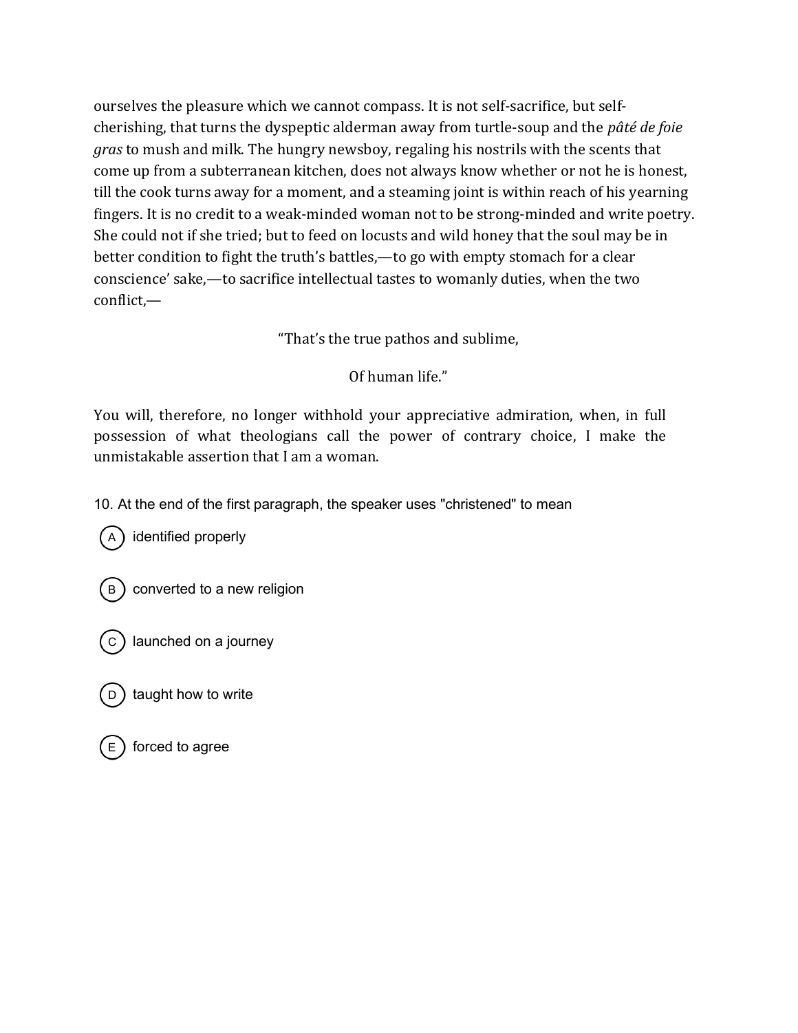ourselves the pleasure which we cannot compass. It is not self-sacrifice, but self-cherishing, that turns the dyspeptic alderman away from turtle-soup and the *pâté de foie gras* to mush and milk. The hungry newsboy, regaling his nostrils with the scents that come up from a subterranean kitchen, does not always know whether or not he is honest, till the cook turns away for a moment, and a steaming joint is within reach of his yearning fingers. It is no credit to a weak-minded woman not to be strong-minded and write poetry. She could not if she tried; but to feed on locusts and wild honey that the soul may be in better condition to fight the truth's battles,—to go with empty stomach for a clear conscience' sake,—to sacrifice intellectual tastes to womanly duties, when the two conflict,—

"That's the true pathos and sublime,

Of human life."

You will, therefore, no longer withhold your appreciative admiration, when, in full possession of what theologians call the power of contrary choice, I make the unmistakable assertion that I am a woman.

10. At the end of the first paragraph, the speaker uses "christened" to mean

- (A) identified properly
- (B) converted to a new religion
- (C) launched on a journey
- (D) taught how to write
- (E) forced to agree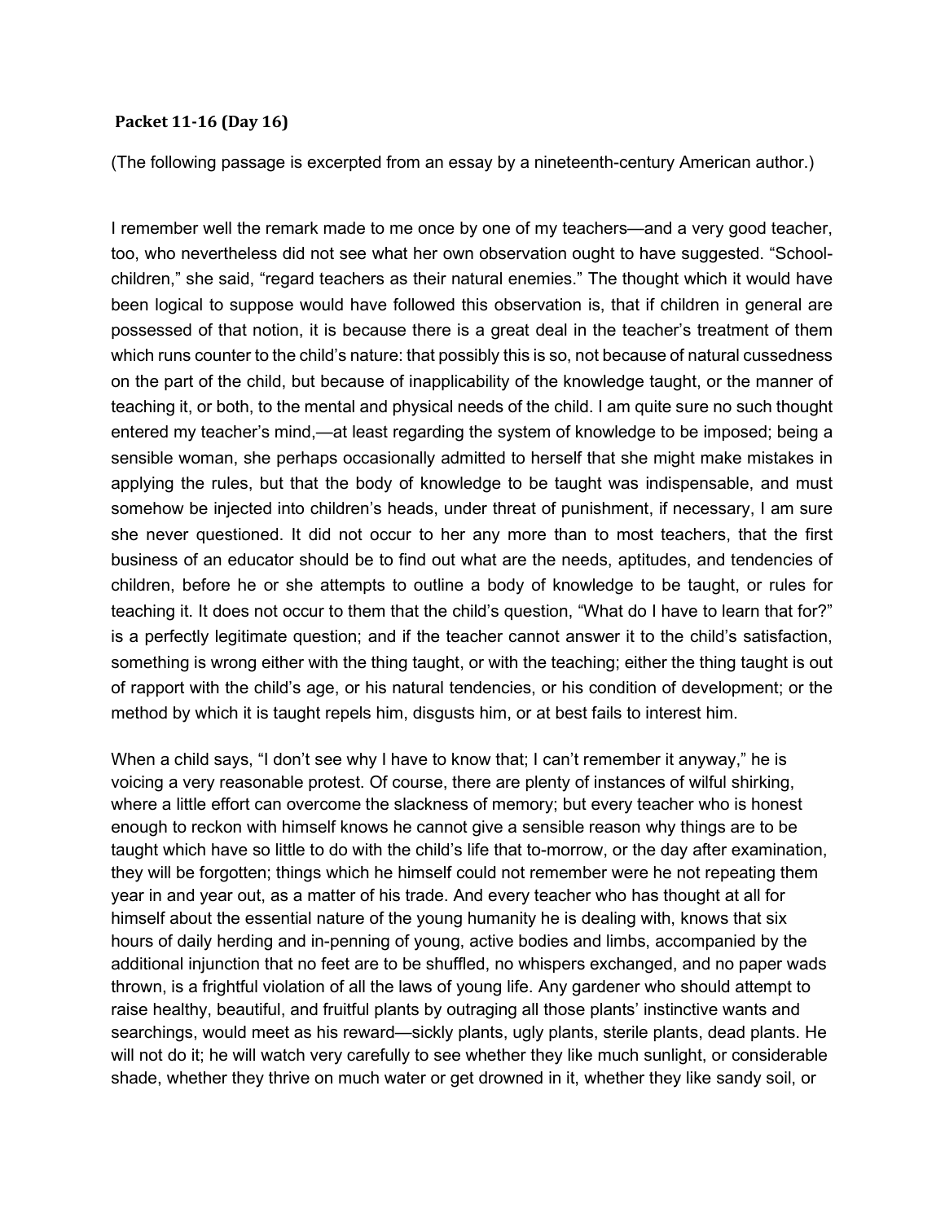### Packet 11-16 (Day 16)

(The following passage is excerpted from an essay by a nineteenth-century American author.)

I remember well the remark made to me once by one of my teachers—and a very good teacher, too, who nevertheless did not see what her own observation ought to have suggested. "School-children," she said, "regard teachers as their natural enemies." The thought which it would have been logical to suppose would have followed this observation is, that if children in general are possessed of that notion, it is because there is a great deal in the teacher's treatment of them which runs counter to the child's nature: that possibly this is so, not because of natural cussedness on the part of the child, but because of inapplicability of the knowledge taught, or the manner of teaching it, or both, to the mental and physical needs of the child. I am quite sure no such thought entered my teacher's mind,—at least regarding the system of knowledge to be imposed; being a sensible woman, she perhaps occasionally admitted to herself that she might make mistakes in applying the rules, but that the body of knowledge to be taught was indispensable, and must somehow be injected into children's heads, under threat of punishment, if necessary, I am sure she never questioned. It did not occur to her any more than to most teachers, that the first business of an educator should be to find out what are the needs, aptitudes, and tendencies of children, before he or she attempts to outline a body of knowledge to be taught, or rules for teaching it. It does not occur to them that the child's question, "What do I have to learn that for?" is a perfectly legitimate question; and if the teacher cannot answer it to the child's satisfaction, something is wrong either with the thing taught, or with the teaching; either the thing taught is out of rapport with the child's age, or his natural tendencies, or his condition of development; or the method by which it is taught repels him, disgusts him, or at best fails to interest him.

When a child says, "I don't see why I have to know that; I can't remember it anyway," he is voicing a very reasonable protest. Of course, there are plenty of instances of wilful shirking, where a little effort can overcome the slackness of memory; but every teacher who is honest enough to reckon with himself knows he cannot give a sensible reason why things are to be taught which have so little to do with the child's life that to-morrow, or the day after examination, they will be forgotten; things which he himself could not remember were he not repeating them year in and year out, as a matter of his trade. And every teacher who has thought at all for himself about the essential nature of the young humanity he is dealing with, knows that six hours of daily herding and in-penning of young, active bodies and limbs, accompanied by the additional injunction that no feet are to be shuffled, no whispers exchanged, and no paper wads thrown, is a frightful violation of all the laws of young life. Any gardener who should attempt to raise healthy, beautiful, and fruitful plants by outraging all those plants' instinctive wants and searchings, would meet as his reward—sickly plants, ugly plants, sterile plants, dead plants. He will not do it; he will watch very carefully to see whether they like much sunlight, or considerable shade, whether they thrive on much water or get drowned in it, whether they like sandy soil, or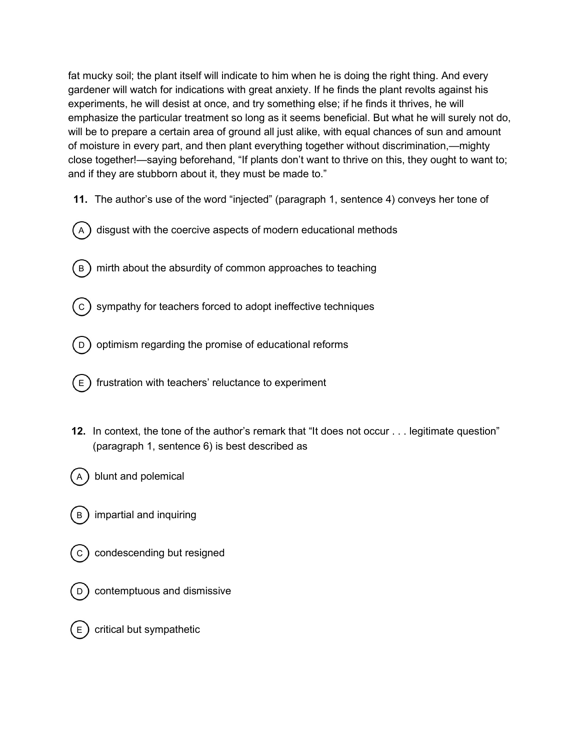fat mucky soil; the plant itself will indicate to him when he is doing the right thing. And every gardener will watch for indications with great anxiety. If he finds the plant revolts against his experiments, he will desist at once, and try something else; if he finds it thrives, he will emphasize the particular treatment so long as it seems beneficial. But what he will surely not do, will be to prepare a certain area of ground all just alike, with equal chances of sun and amount of moisture in every part, and then plant everything together without discrimination,—mighty close together!—saying beforehand, "If plants don't want to thrive on this, they ought to want to; and if they are stubborn about it, they must be made to."

**11.** The author's use of the word "injected" (paragraph 1, sentence 4) conveys her tone of

(A) disgust with the coercive aspects of modern educational methods

(B) mirth about the absurdity of common approaches to teaching

(C) sympathy for teachers forced to adopt ineffective techniques

(D) optimism regarding the promise of educational reforms

(E) frustration with teachers' reluctance to experiment

**12.** In context, the tone of the author's remark that "It does not occur . . . legitimate question" (paragraph 1, sentence 6) is best described as

(A) blunt and polemical

(B) impartial and inquiring

(C) condescending but resigned

(D) contemptuous and dismissive

(E) critical but sympathetic